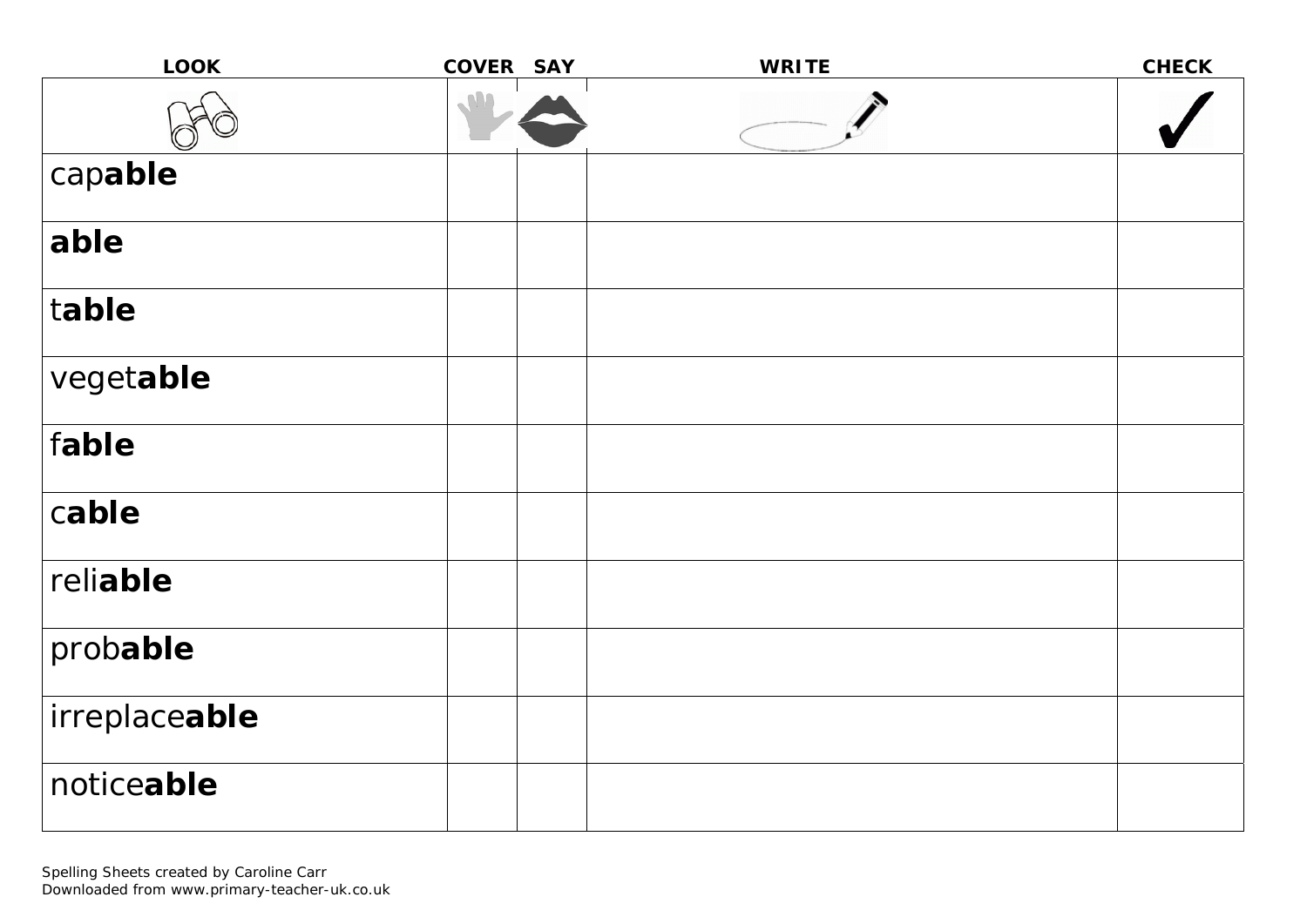| LOOK | COVER | SAY | WRITE | CHECK |
|---|---|---|---|---|
| | | | | |
| cap**able** | | | | |
| **able** | | | | |
| t**able** | | | | |
| veget**able** | | | | |
| f**able** | | | | |
| c**able** | | | | |
| reli**able** | | | | |
| prob**able** | | | | |
| irreplace**able** | | | | |
| notice**able** | | | | |

Spelling Sheets created by Caroline Carr
Downloaded from www.primary-teacher-uk.co.uk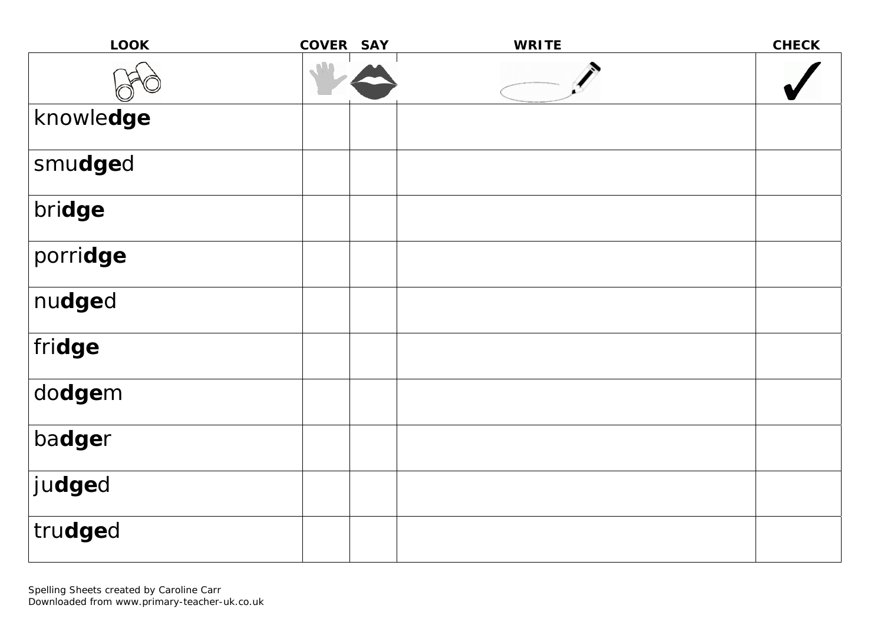| LOOK | COVER | SAY | WRITE | CHECK |
| --- | --- | --- | --- | --- |
| | | | | ✓ |
| knowle**dge** | | | | |
| smu**dge**d | | | | |
| bri**dge** | | | | |
| porri**dge** | | | | |
| nu**dge**d | | | | |
| fri**dge** | | | | |
| do**dge**m | | | | |
| ba**dge**r | | | | |
| ju**dge**d | | | | |
| tru**dge**d | | | | |

Spelling Sheets created by Caroline Carr
Downloaded from www.primary-teacher-uk.co.uk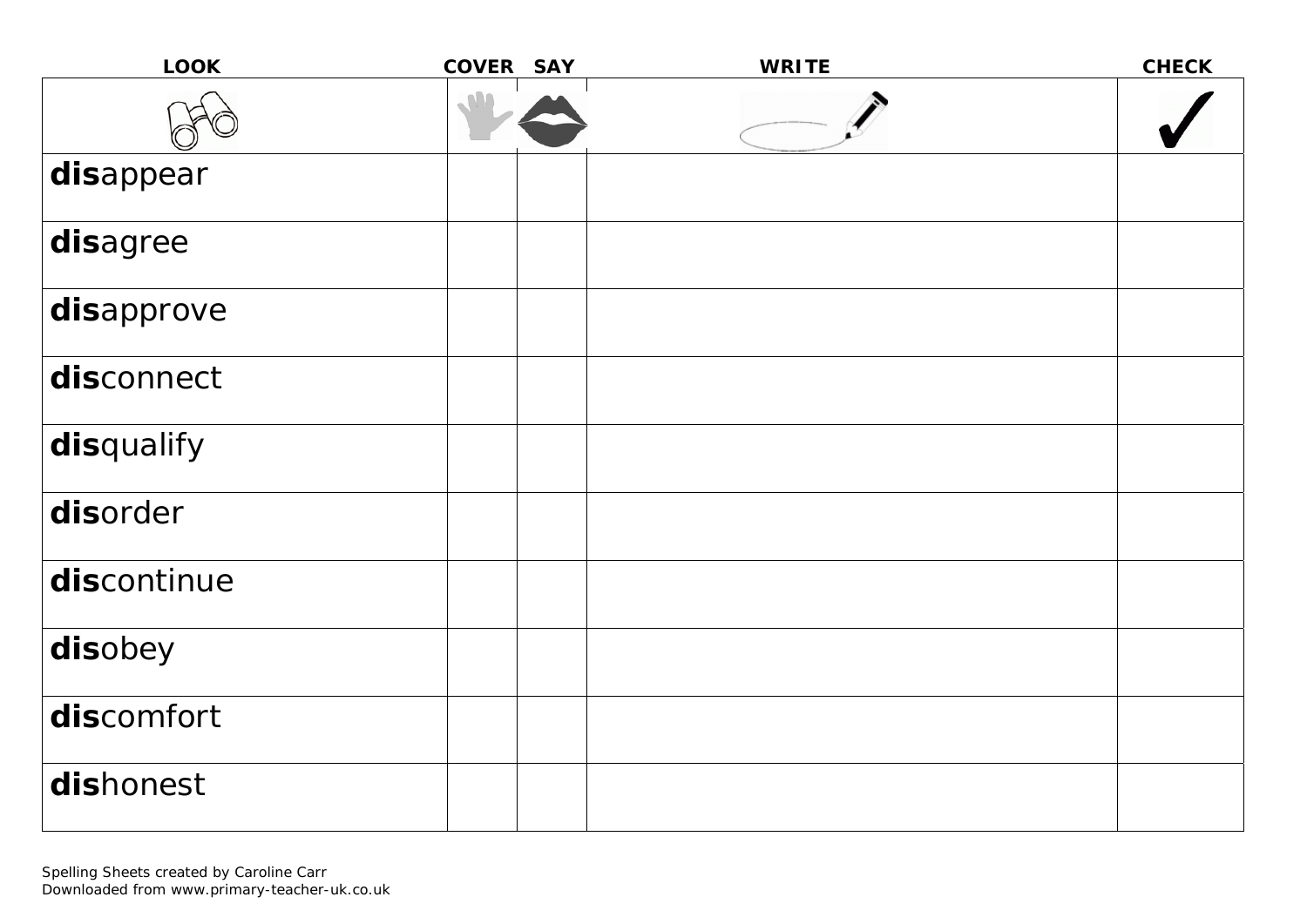| LOOK | COVER | SAY | WRITE | CHECK |
| --- | --- | --- | --- | --- |
| | | | | ✓ |
| **dis**appear | | | | |
| **dis**agree | | | | |
| **dis**approve | | | | |
| **dis**connect | | | | |
| **dis**qualify | | | | |
| **dis**order | | | | |
| **dis**continue | | | | |
| **dis**obey | | | | |
| **dis**comfort | | | | |
| **dis**honest | | | | |

Spelling Sheets created by Caroline Carr
Downloaded from www.primary-teacher-uk.co.uk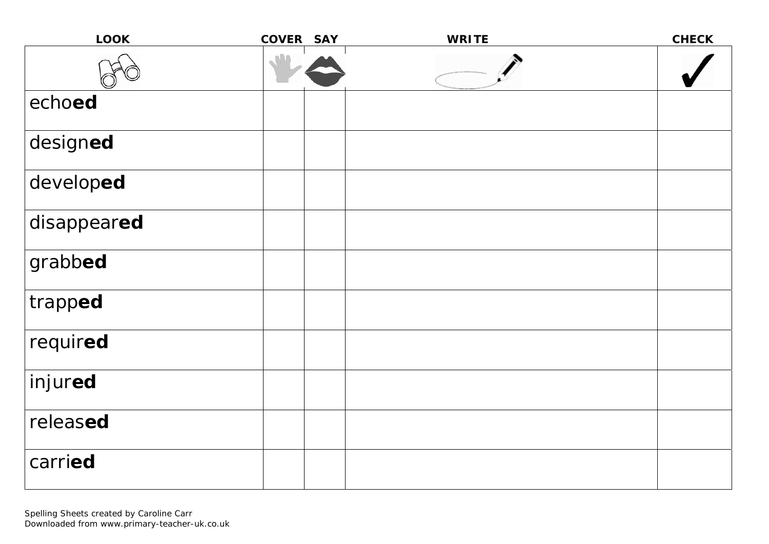| LOOK | COVER | SAY | WRITE | CHECK |
|---|---|---|---|---|
| | | | | |
| echo**ed** | | | | |
| design**ed** | | | | |
| develop**ed** | | | | |
| disappear**ed** | | | | |
| grabb**ed** | | | | |
| trapp**ed** | | | | |
| requir**ed** | | | | |
| injur**ed** | | | | |
| releas**ed** | | | | |
| carri**ed** | | | | |

Spelling Sheets created by Caroline Carr
Downloaded from www.primary-teacher-uk.co.uk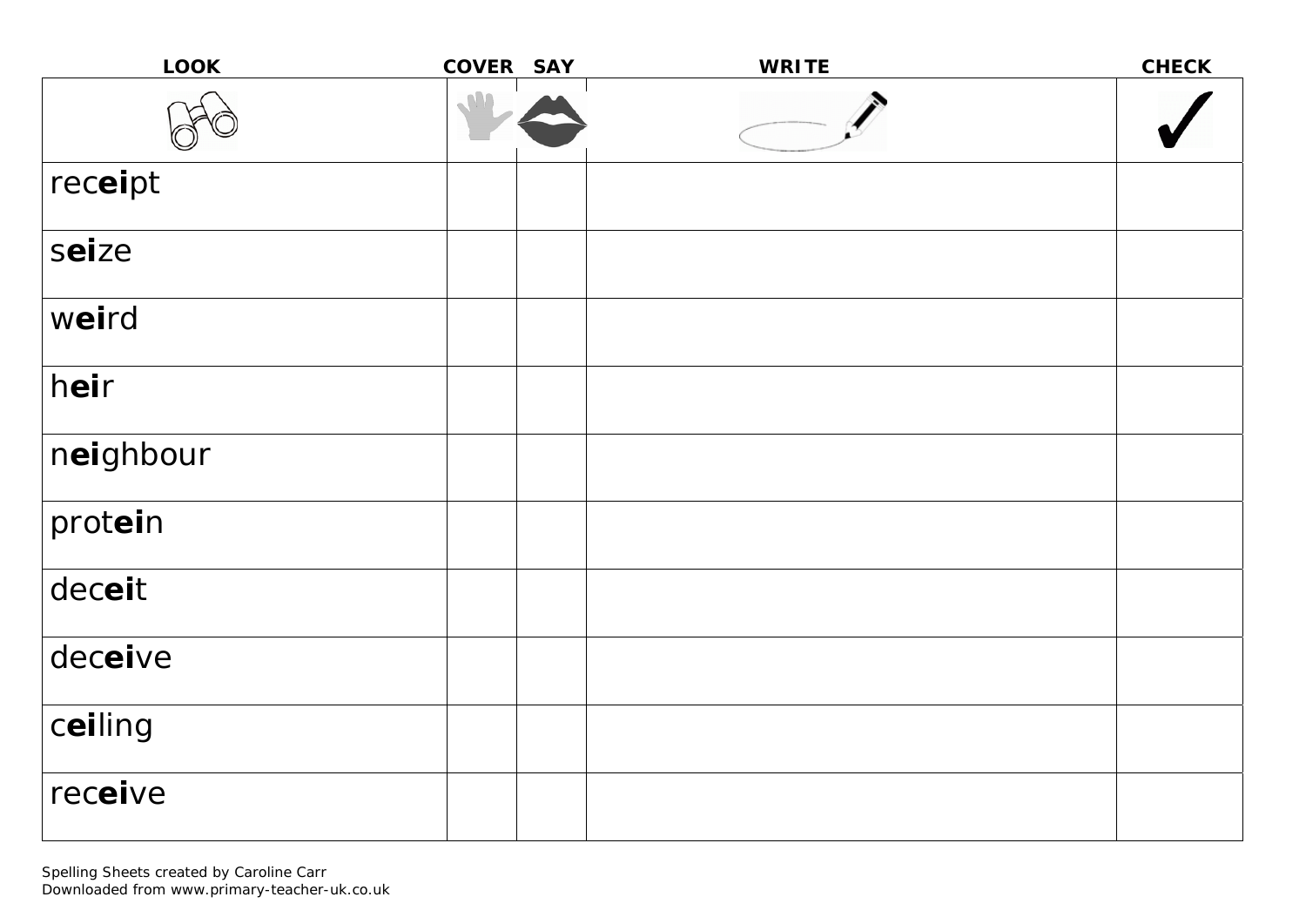| LOOK | COVER | SAY | WRITE | CHECK |
|---|---|---|---|---|
| | | | | ✓ |
| rec**ei**pt | | | | |
| s**ei**ze | | | | |
| w**ei**rd | | | | |
| h**ei**r | | | | |
| n**ei**ghbour | | | | |
| prot**ei**n | | | | |
| dec**ei**t | | | | |
| dec**ei**ve | | | | |
| c**ei**ling | | | | |
| rec**ei**ve | | | | |

Spelling Sheets created by Caroline Carr
Downloaded from www.primary-teacher-uk.co.uk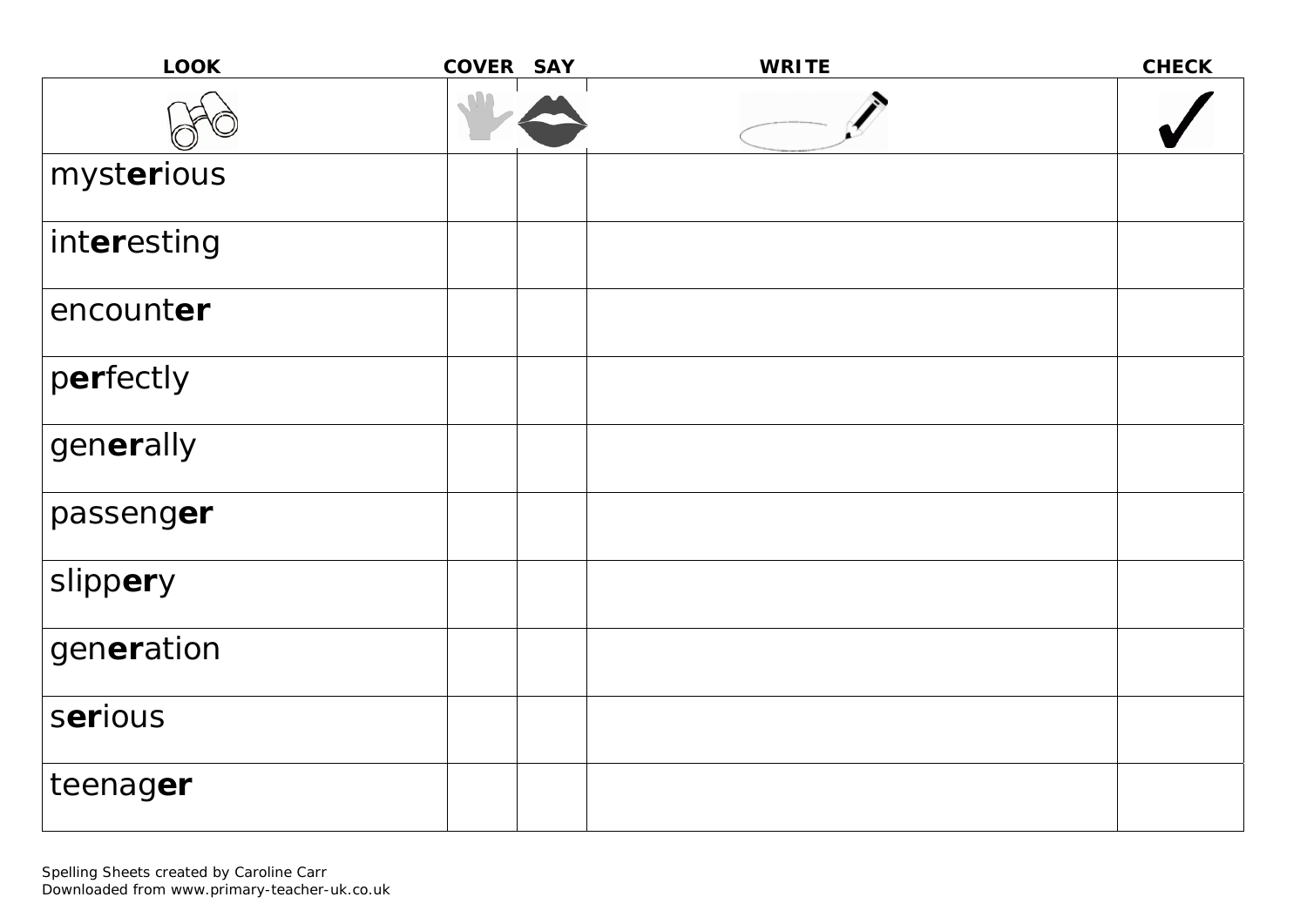| LOOK | COVER | SAY | WRITE | CHECK |
|---|---|---|---|---|
| | | | | |
| myst**er**ious | | | | |
| int**er**esting | | | | |
| encount**er** | | | | |
| p**er**fectly | | | | |
| gen**er**ally | | | | |
| passeng**er** | | | | |
| slipp**er**y | | | | |
| gen**er**ation | | | | |
| s**er**ious | | | | |
| teenag**er** | | | | |

Spelling Sheets created by Caroline Carr
Downloaded from www.primary-teacher-uk.co.uk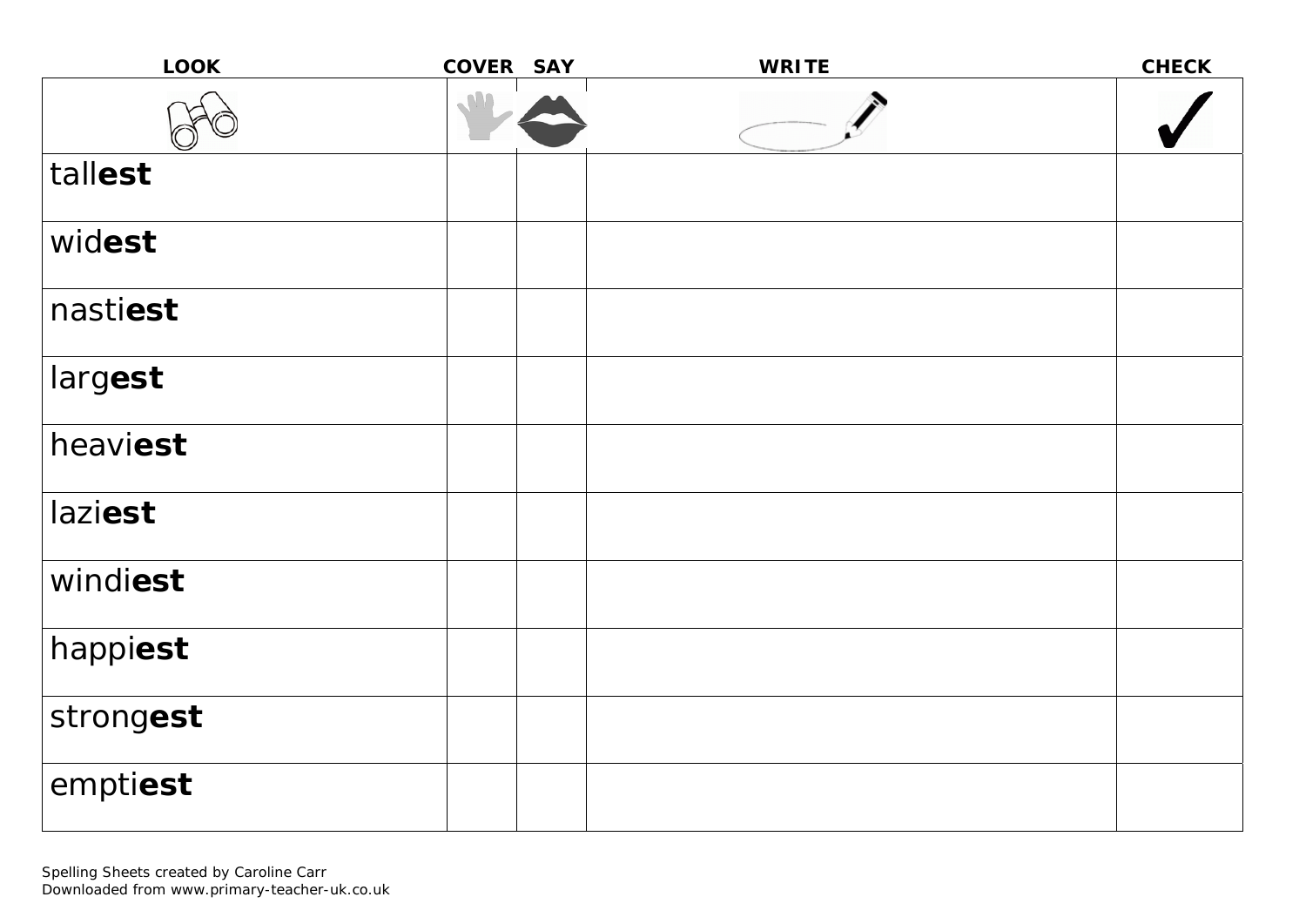| LOOK | COVER | SAY | WRITE | CHECK |
| --- | --- | --- | --- | --- |
| | | | | |
| tall**est** | | | | |
| wid**est** | | | | |
| nasti**est** | | | | |
| larg**est** | | | | |
| heavi**est** | | | | |
| lazi**est** | | | | |
| windi**est** | | | | |
| happi**est** | | | | |
| strong**est** | | | | |
| empti**est** | | | | |

Spelling Sheets created by Caroline Carr
Downloaded from www.primary-teacher-uk.co.uk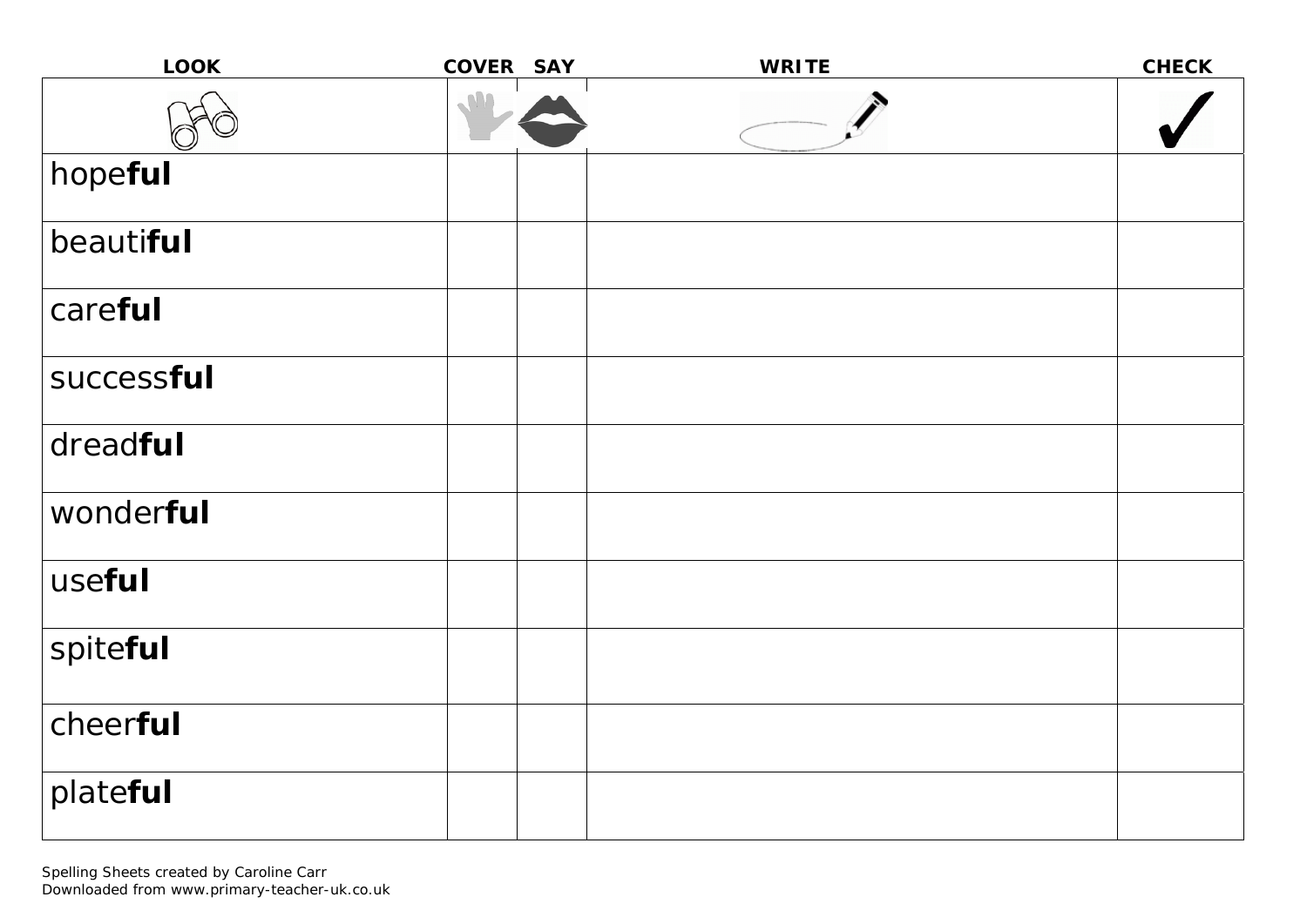| LOOK | COVER | SAY | WRITE | CHECK |
|---|---|---|---|---|
| | | | | |
| hope**ful** | | | | |
| beauti**ful** | | | | |
| care**ful** | | | | |
| success**ful** | | | | |
| dread**ful** | | | | |
| wonder**ful** | | | | |
| use**ful** | | | | |
| spite**ful** | | | | |
| cheer**ful** | | | | |
| plate**ful** | | | | |

Spelling Sheets created by Caroline Carr
Downloaded from www.primary-teacher-uk.co.uk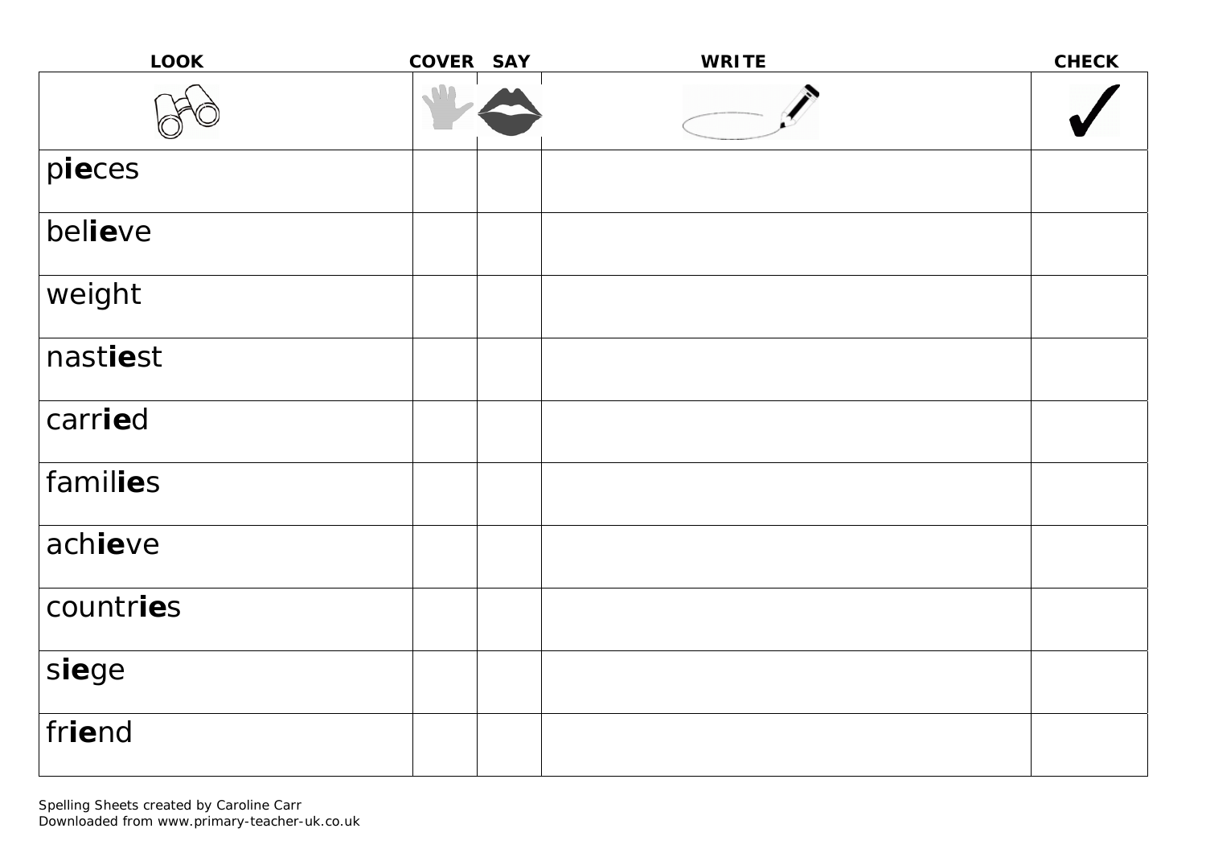| LOOK | COVER | SAY | WRITE | CHECK |
|---|---|---|---|---|
| | | | | |
| p**ie**ces | | | | |
| bel**ie**ve | | | | |
| weight | | | | |
| nast**ie**st | | | | |
| carr**ie**d | | | | |
| famil**ie**s | | | | |
| ach**ie**ve | | | | |
| countr**ie**s | | | | |
| s**ie**ge | | | | |
| fr**ie**nd | | | | |

Spelling Sheets created by Caroline Carr
Downloaded from www.primary-teacher-uk.co.uk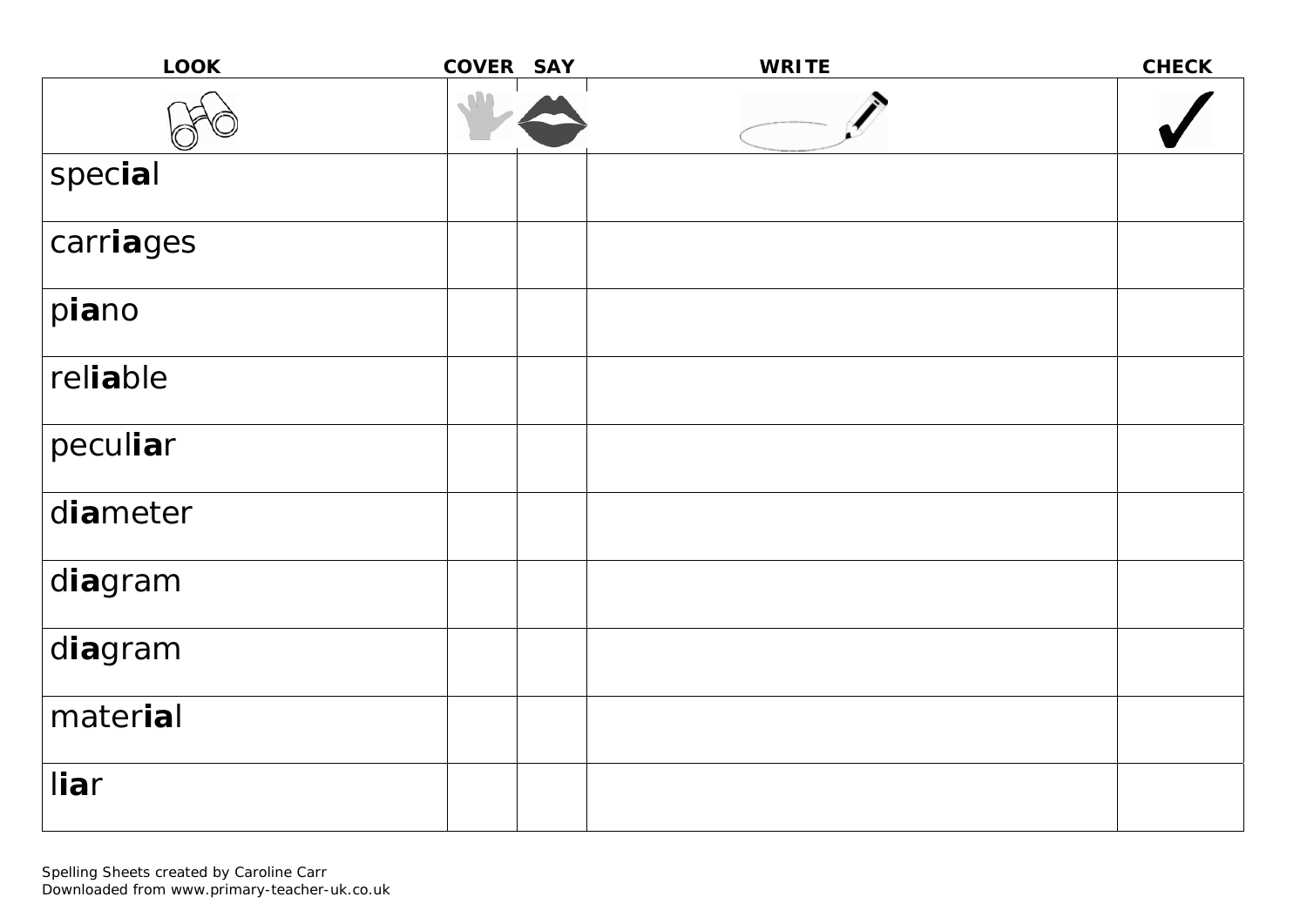| LOOK | COVER | SAY | WRITE | CHECK |
| --- | --- | --- | --- | --- |
| | | | | |
| spec**ia**l | | | | |
| carr**ia**ges | | | | |
| p**ia**no | | | | |
| rel**ia**ble | | | | |
| pecul**ia**r | | | | |
| d**ia**meter | | | | |
| d**ia**gram | | | | |
| d**ia**gram | | | | |
| mater**ia**l | | | | |
| l**ia**r | | | | |

Spelling Sheets created by Caroline Carr
Downloaded from www.primary-teacher-uk.co.uk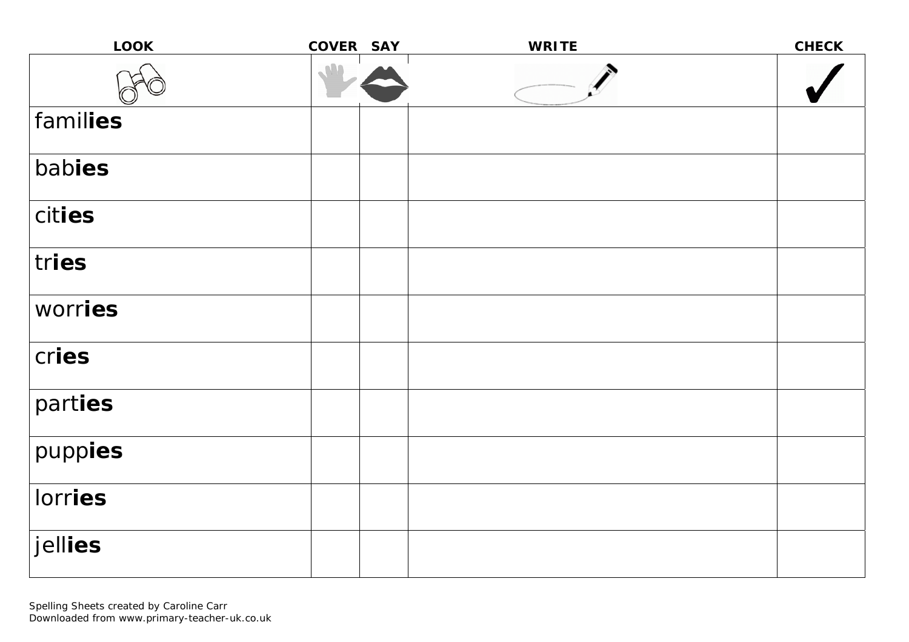| LOOK | COVER | SAY | WRITE | CHECK |
| --- | --- | --- | --- | --- |
| | | | | |
| fami**lies** | | | | |
| bab**ies** | | | | |
| cit**ies** | | | | |
| tr**ies** | | | | |
| worr**ies** | | | | |
| cr**ies** | | | | |
| part**ies** | | | | |
| pupp**ies** | | | | |
| lorr**ies** | | | | |
| jell**ies** | | | | |

Spelling Sheets created by Caroline Carr
Downloaded from www.primary-teacher-uk.co.uk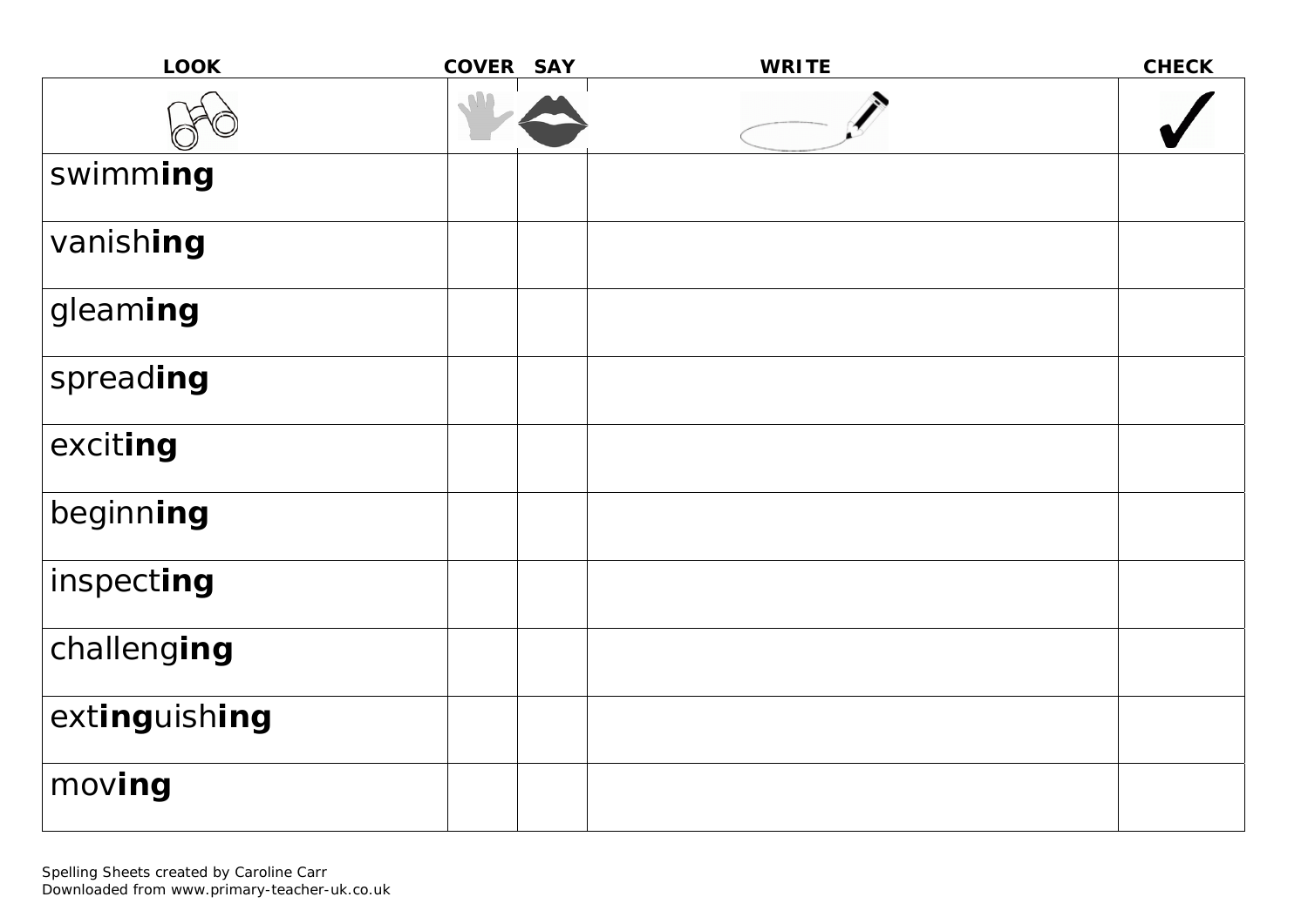| LOOK | COVER | SAY | WRITE | CHECK |
|---|---|---|---|---|
| | | | | ✓ |
| swimm**ing** | | | | |
| vanish**ing** | | | | |
| gleam**ing** | | | | |
| spread**ing** | | | | |
| excit**ing** | | | | |
| beginn**ing** | | | | |
| inspect**ing** | | | | |
| challeng**ing** | | | | |
| ext**ing**uish**ing** | | | | |
| mov**ing** | | | | |

Spelling Sheets created by Caroline Carr
Downloaded from www.primary-teacher-uk.co.uk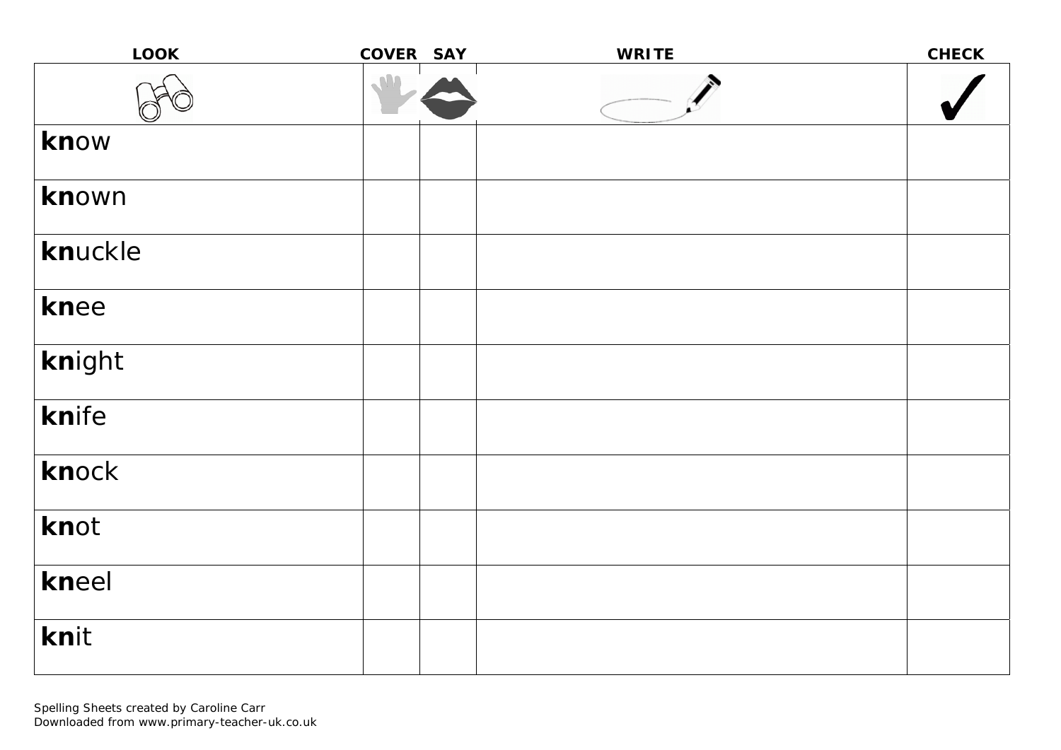| LOOK | COVER | SAY | WRITE | CHECK |
| --- | --- | --- | --- | --- |
| | | | | |
| **kn**ow | | | | |
| **kn**own | | | | |
| **kn**uckle | | | | |
| **kn**ee | | | | |
| **kn**ight | | | | |
| **kn**ife | | | | |
| **kn**ock | | | | |
| **kn**ot | | | | |
| **kn**eel | | | | |
| **kn**it | | | | |

Spelling Sheets created by Caroline Carr
Downloaded from www.primary-teacher-uk.co.uk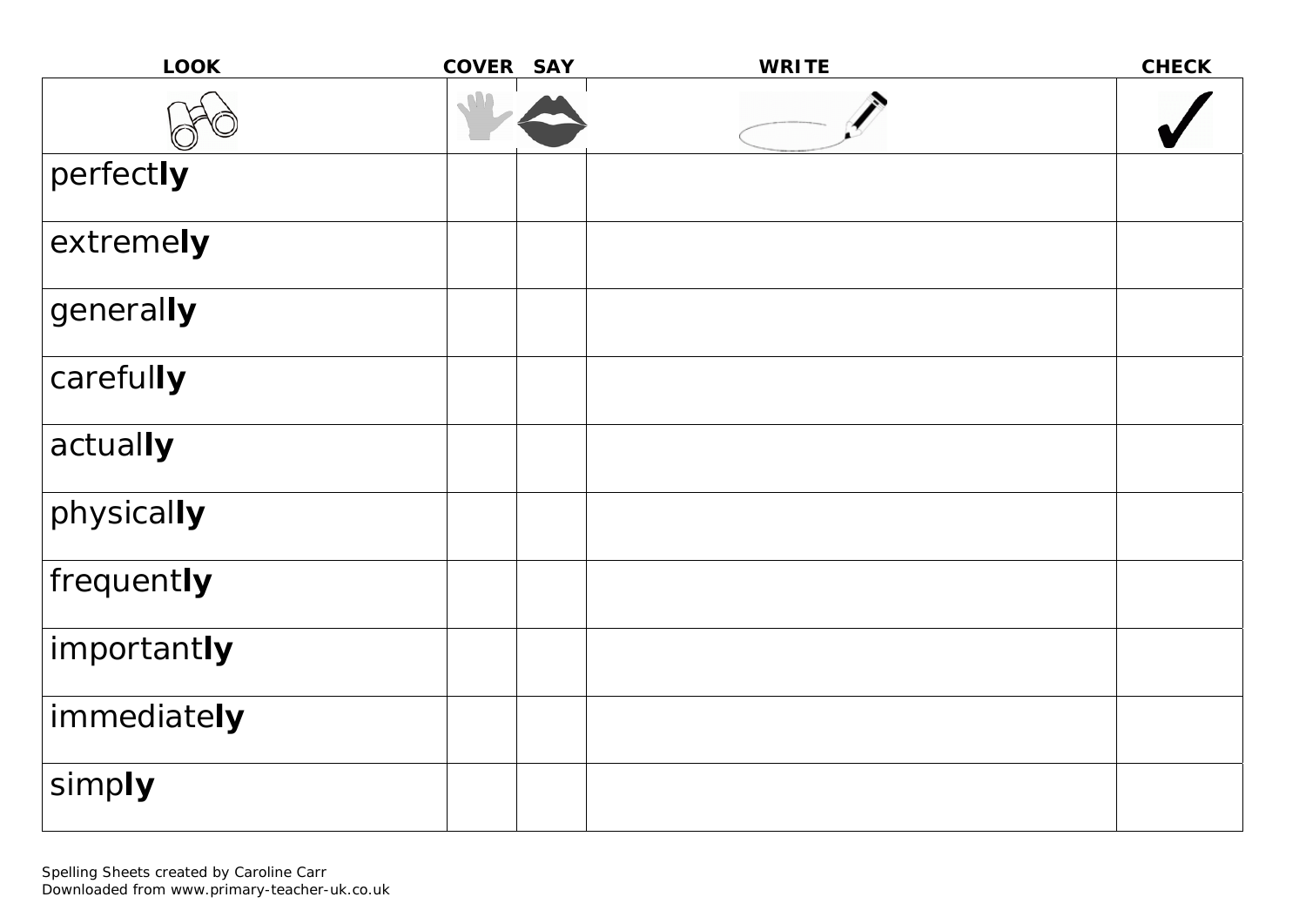| LOOK | COVER | SAY | WRITE | CHECK |
| --- | --- | --- | --- | --- |
| | | | | ✓ |
| perfect**ly** | | | | |
| extreme**ly** | | | | |
| general**ly** | | | | |
| careful**ly** | | | | |
| actual**ly** | | | | |
| physical**ly** | | | | |
| frequent**ly** | | | | |
| important**ly** | | | | |
| immediate**ly** | | | | |
| simp**ly** | | | | |

Spelling Sheets created by Caroline Carr
Downloaded from www.primary-teacher-uk.co.uk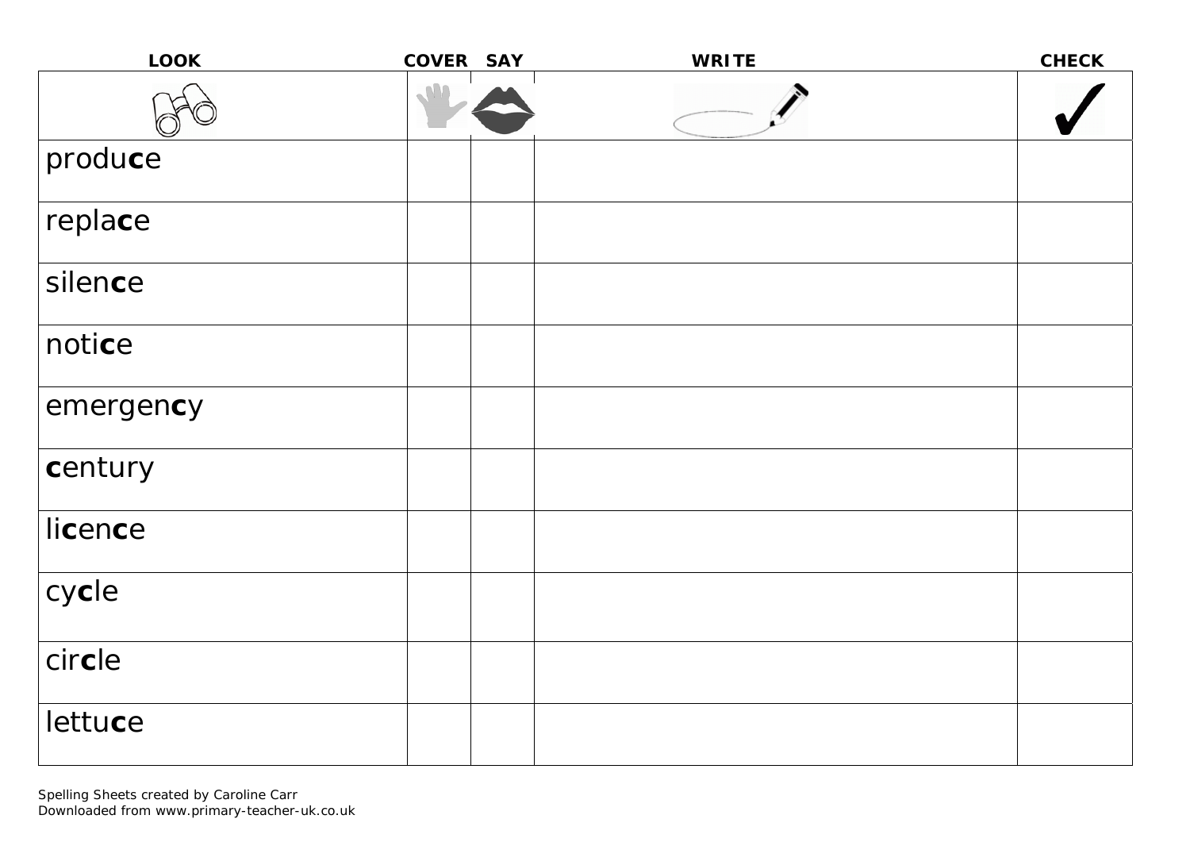| LOOK | COVER | SAY | WRITE | CHECK |
|---|---|---|---|---|
| | | | | |
| produ**c**e | | | | |
| repla**c**e | | | | |
| silen**c**e | | | | |
| noti**c**e | | | | |
| emergen**c**y | | | | |
| **c**entury | | | | |
| li**c**en**c**e | | | | |
| cy**c**le | | | | |
| cir**c**le | | | | |
| lettu**c**e | | | | |

Spelling Sheets created by Caroline Carr
Downloaded from www.primary-teacher-uk.co.uk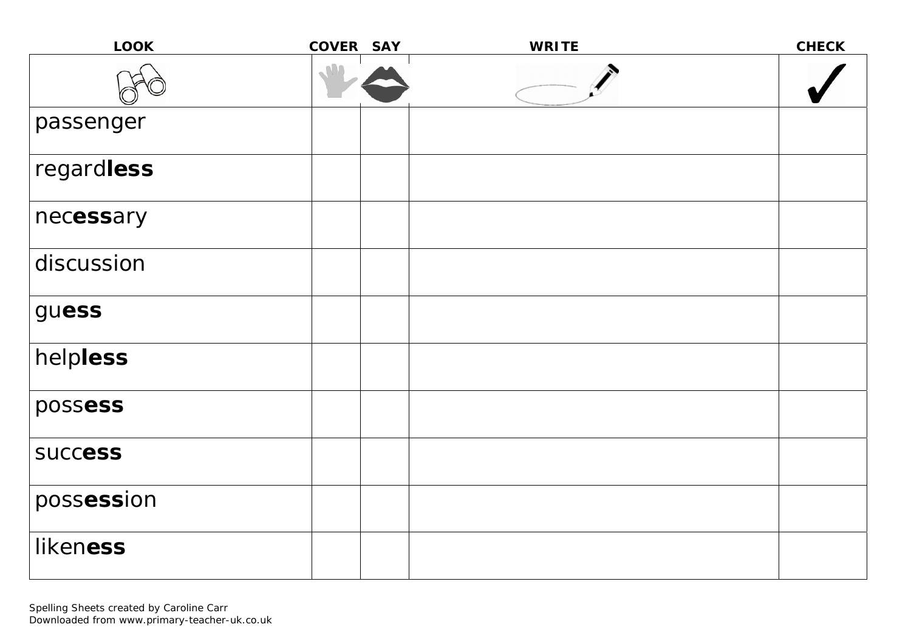| LOOK | COVER | SAY | WRITE | CHECK |
|---|---|---|---|---|
| | | | | |
| passenger | | | | |
| regard**less** | | | | |
| nec**ess**ary | | | | |
| discussion | | | | |
| gu**ess** | | | | |
| help**less** | | | | |
| poss**ess** | | | | |
| succ**ess** | | | | |
| poss**ess**ion | | | | |
| liken**ess** | | | | |

Spelling Sheets created by Caroline Carr
Downloaded from www.primary-teacher-uk.co.uk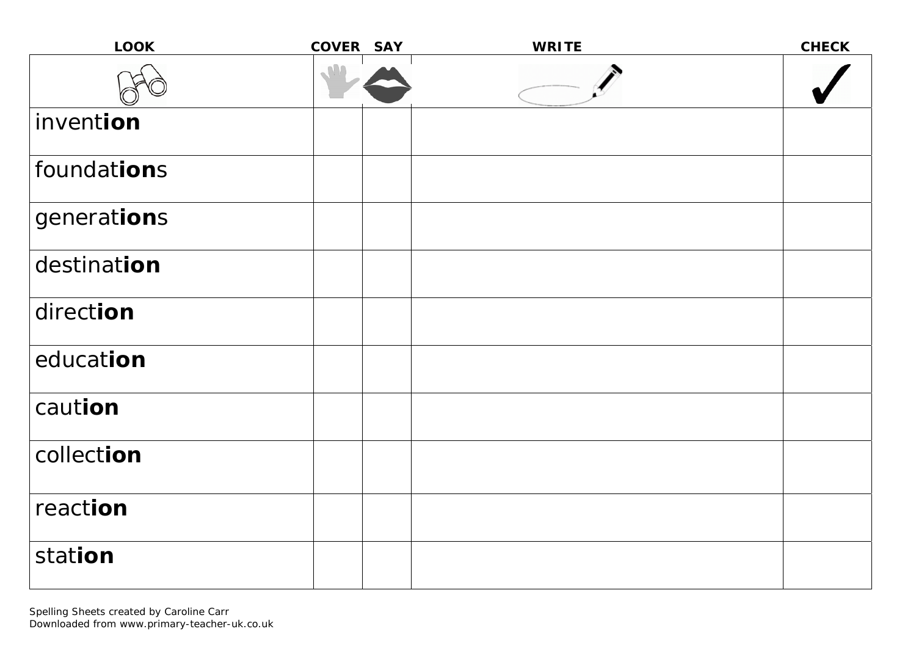| LOOK | COVER | SAY | WRITE | CHECK |
|---|---|---|---|---|
| | | | | |
| invent**ion** | | | | |
| foundat**ion**s | | | | |
| generat**ion**s | | | | |
| destinat**ion** | | | | |
| direct**ion** | | | | |
| educat**ion** | | | | |
| caut**ion** | | | | |
| collect**ion** | | | | |
| react**ion** | | | | |
| stat**ion** | | | | |

Spelling Sheets created by Caroline Carr
Downloaded from www.primary-teacher-uk.co.uk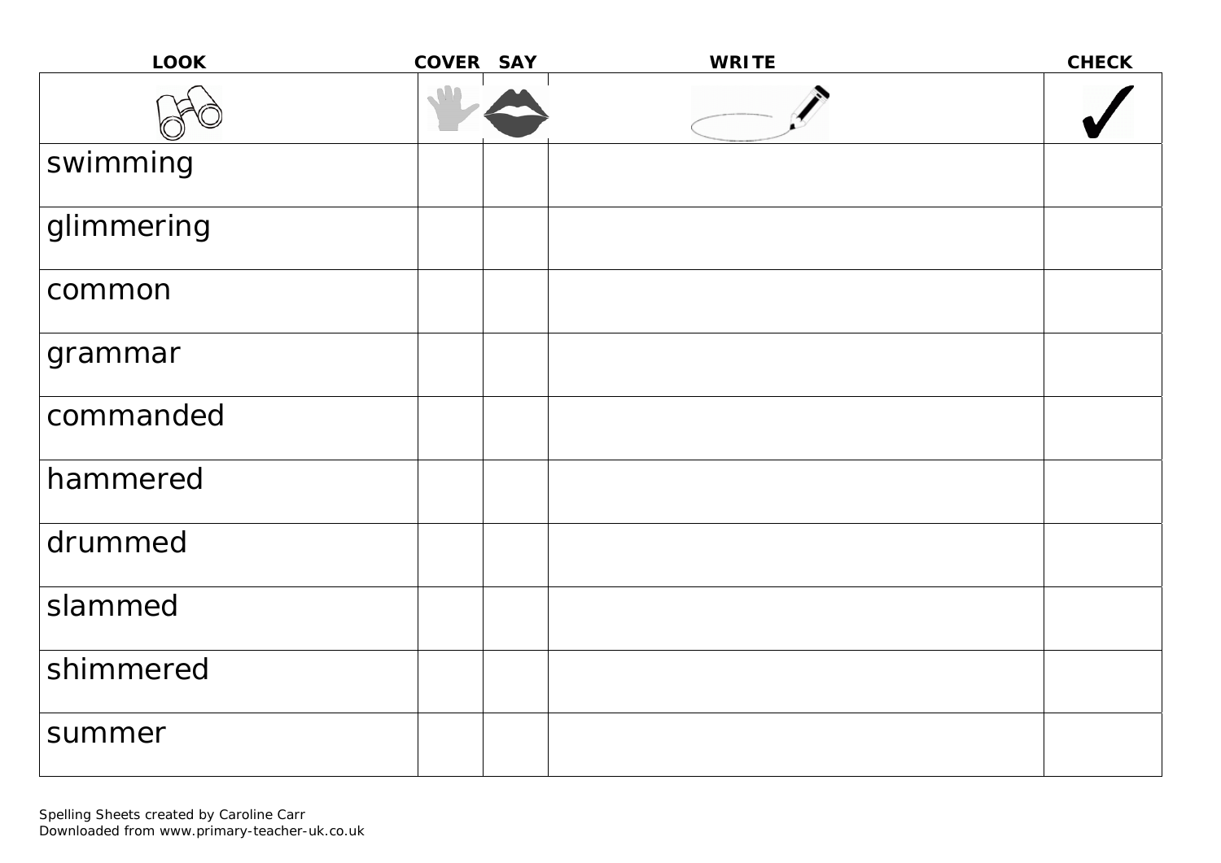| LOOK | COVER | SAY | WRITE | CHECK |
| --- | --- | --- | --- | --- |
| | | | | |
| swimming | | | | |
| glimmering | | | | |
| common | | | | |
| grammar | | | | |
| commanded | | | | |
| hammered | | | | |
| drummed | | | | |
| slammed | | | | |
| shimmered | | | | |
| summer | | | | |

Spelling Sheets created by Caroline Carr
Downloaded from www.primary-teacher-uk.co.uk